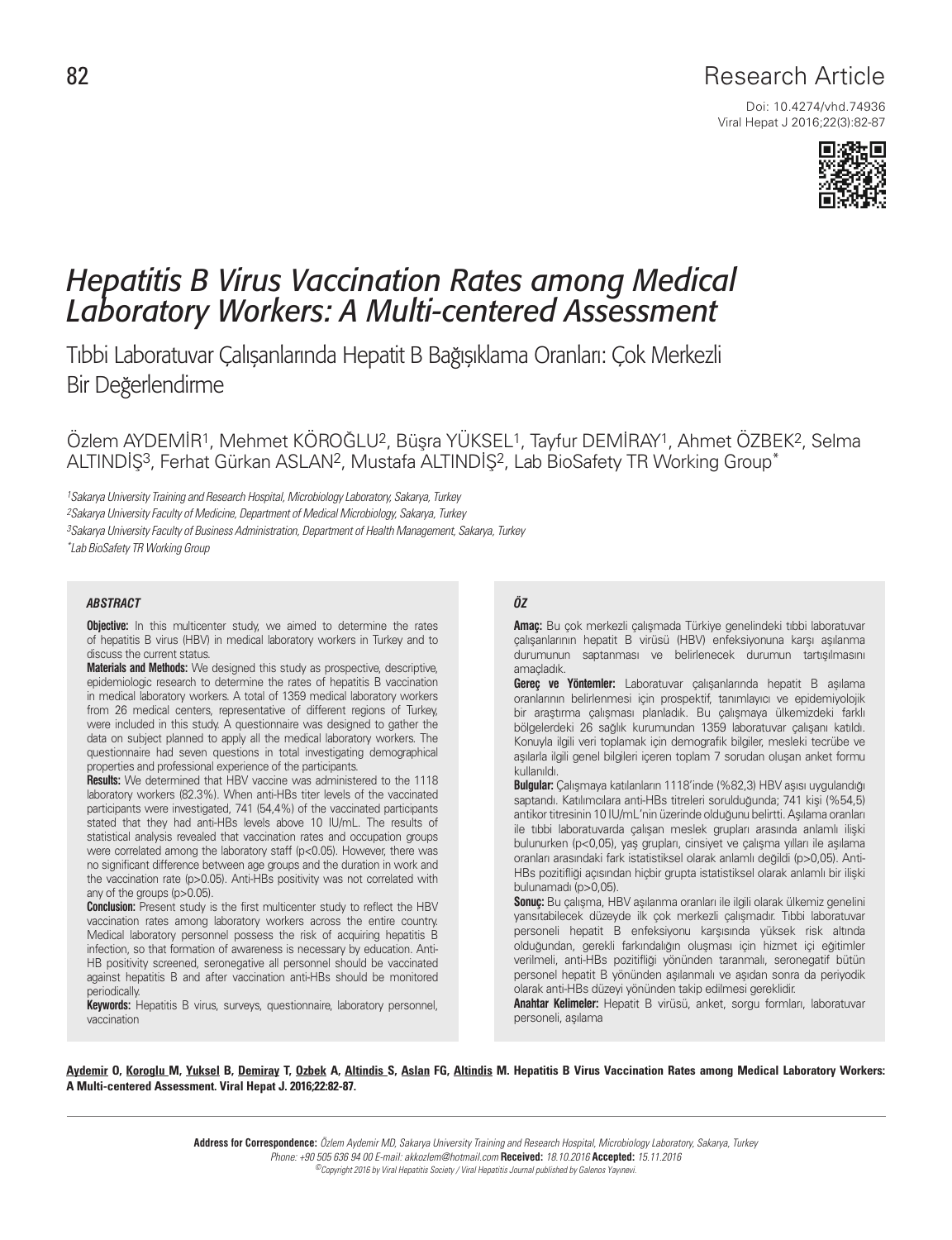Research Article

Doi: 10.4274/vhd.74936

# Hepatitis B Virus Vaccination Rates among Medical Laboratory Workers: A Multi-centered Assessment

## Tıbbi Laboratuvar Çalışanlarında Hepatit B Bağışıklama Oranları: Çok Merkezli Bir Değerlendirme

Özlem AYDEMİR[1], Mehmet KÖROĞLU[2], Büşra YÜKSEL[1], Tayfur DEMİRAY[1], Ahmet ÖZBEK[2], Selma ALTINDİŞ[3], Ferhat Gürkan ASLAN[2], Mustafa ALTINDİŞ[2], Lab BioSafety TR Working Group*

[1]Sakarya University Training and Research Hospital, Microbiology Laboratory, Sakarya, Turkey
[2]Sakarya University Faculty of Medicine, Department of Medical Microbiology, Sakarya, Turkey
[3]Sakarya University Faculty of Business Administration, Department of Health Management, Sakarya, Turkey
*Lab BioSafety TR Working Group

### ABSTRACT

**Objective:** In this multicenter study, we aimed to determine the rates of hepatitis B virus (HBV) in medical laboratory workers in Turkey and to discuss the current status.

**Materials and Methods:** We designed this study as prospective, descriptive, epidemiologic research to determine the rates of hepatitis B vaccination in medical laboratory workers. A total of 1359 medical laboratory workers from 26 medical centers, representative of different regions of Turkey, were included in this study. A questionnaire was designed to gather the data on subject planned to apply all the medical laboratory workers. The questionnaire had seven questions in total investigating demographical properties and professional experience of the participants.

**Results:** We determined that HBV vaccine was administered to the 1118 laboratory workers (82.3%). When anti-HBs titer levels of the vaccinated participants were investigated, 741 (54,4%) of the vaccinated participants stated that they had anti-HBs levels above 10 IU/mL. The results of statistical analysis revealed that vaccination rates and occupation groups were correlated among the laboratory staff ($p<0.05$). However, there was no significant difference between age groups and the duration in work and the vaccination rate ($p>0.05$). Anti-HBs positivity was not correlated with any of the groups ($p>0.05$).

**Conclusion:** Present study is the first multicenter study to reflect the HBV vaccination rates among laboratory workers across the entire country. Medical laboratory personnel possess the risk of acquiring hepatitis B infection, so that formation of awareness is necessary by education. Anti-HB positivity screened, seronegative all personnel should be vaccinated against hepatitis B and after vaccination anti-HBs should be monitored periodically.

**Keywords:** Hepatitis B virus, surveys, questionnaire, laboratory personnel, vaccination

### ÖZ

**Amaç:** Bu çok merkezli çalışmada Türkiye genelindeki tıbbi laboratuvar çalışanlarının hepatit B virüsü (HBV) enfeksiyonuna karşı aşılanma durumunun saptanması ve belirlenecek durumun tartışılmasını amaçladık.

**Gereç ve Yöntemler:** Laboratuvar çalışanlarında hepatit B aşılama oranlarının belirlenmesi için prospektif, tanımlayıcı ve epidemiyolojik bir araştırma çalışması planladık. Bu çalışmaya ülkemizdeki farklı bölgelerdeki 26 sağlık kurumundan 1359 laboratuvar çalışanı katıldı. Konuyla ilgili veri toplamak için demografik bilgiler, mesleki tecrübe ve aşılarla ilgili genel bilgileri içeren toplam 7 sorudan oluşan anket formu kullanıldı.

**Bulgular:** Çalışmaya katılanların 1118'inde (%82,3) HBV aşısı uygulandığı saptandı. Katılımcılara anti-HBs titreleri sorulduğunda; 741 kişi (%54,5) antikor titresinin 10 IU/mL'nin üzerinde olduğunu belirtti. Aşılama oranları ile tıbbi laboratuvarda çalışan meslek grupları arasında anlamlı ilişki bulunurken ($p<0,05$), yaş grupları, cinsiyet ve çalışma yılları ile aşılama oranları arasındaki fark istatistiksel olarak anlamlı değildi ($p>0,05$). Anti-HBs pozitifliği açısından hiçbir grupta istatistiksel olarak anlamlı bir ilişki bulunamadı ($p>0,05$).

**Sonuç:** Bu çalışma, HBV aşılanma oranları ile ilgili olarak ülkemiz genelini yansıtabilecek düzeyde ilk çok merkezli çalışmadır. Tıbbi laboratuvar personeli hepatit B enfeksiyonu karşısında yüksek risk altında olduğundan, gerekli farkındalığın oluşması için hizmet içi eğitimler verilmeli, anti-HBs pozitifliği yönünden taranmalı, seronegatif bütün personel hepatit B yönünden aşılanmalı ve aşıdan sonra da periyodik olarak anti-HBs düzeyi yönünden takip edilmesi gereklidir.

**Anahtar Kelimeler:** Hepatit B virüsü, anket, sorgu formları, laboratuvar personeli, aşılama

**Aydemir O, Koroglu M, Yuksel B, Demiray T, Ozbek A, Altindis S, Aslan FG, Altindis M. Hepatitis B Virus Vaccination Rates among Medical Laboratory Workers: A Multi-centered Assessment. Viral Hepat J. 2016;22:82-87.**

**Address for Correspondence:** Özlem Aydemir MD, Sakarya University Training and Research Hospital, Microbiology Laboratory, Sakarya, Turkey
Phone: +90 505 636 94 00 E-mail: akkozlem@hotmail.com **Received:** 18.10.2016 **Accepted:** 15.11.2016
©Copyright 2016 by Viral Hepatitis Society / Viral Hepatitis Journal published by Galenos Yayınevi.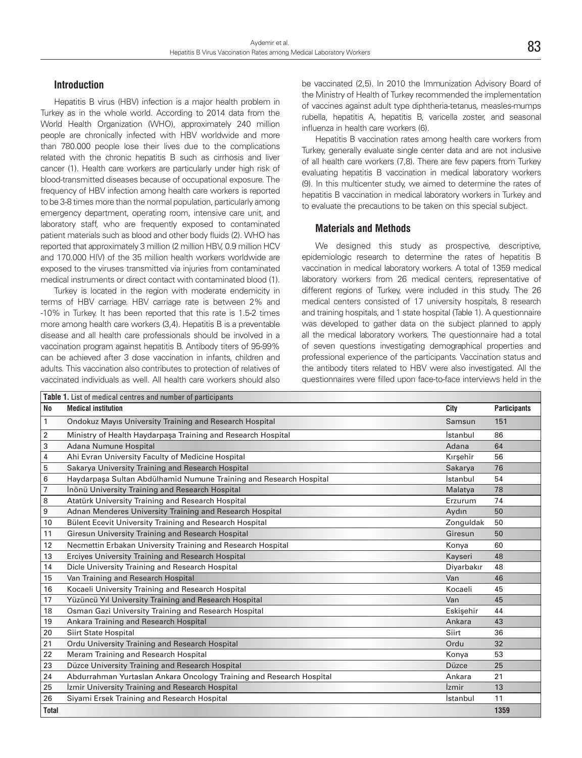## Introduction

Hepatitis B virus (HBV) infection is a major health problem in Turkey as in the whole world. According to 2014 data from the World Health Organization (WHO), approximately 240 million people are chronically infected with HBV worldwide and more than 780.000 people lose their lives due to the complications related with the chronic hepatitis B such as cirrhosis and liver cancer (1). Health care workers are particularly under high risk of blood-transmitted diseases because of occupational exposure. The frequency of HBV infection among health care workers is reported to be 3-8 times more than the normal population, particularly among emergency department, operating room, intensive care unit, and laboratory staff, who are frequently exposed to contaminated patient materials such as blood and other body fluids (2). WHO has reported that approximately 3 million (2 million HBV, 0.9 million HCV and 170.000 HIV) of the 35 million health workers worldwide are exposed to the viruses transmitted via injuries from contaminated medical instruments or direct contact with contaminated blood (1).

Turkey is located in the region with moderate endemicity in terms of HBV carriage. HBV carriage rate is between 2% and -10% in Turkey. It has been reported that this rate is 1.5-2 times more among health care workers (3,4). Hepatitis B is a preventable disease and all health care professionals should be involved in a vaccination program against hepatitis B. Antibody titers of 95-99% can be achieved after 3 dose vaccination in infants, children and adults. This vaccination also contributes to protection of relatives of vaccinated individuals as well. All health care workers should also be vaccinated (2,5). In 2010 the Immunization Advisory Board of the Ministry of Health of Turkey recommended the implementation of vaccines against adult type diphtheria-tetanus, measles-mumps rubella, hepatitis A, hepatitis B, varicella zoster, and seasonal influenza in health care workers (6).

Hepatitis B vaccination rates among health care workers from Turkey, generally evaluate single center data and are not inclusive of all health care workers (7,8). There are few papers from Turkey evaluating hepatitis B vaccination in medical laboratory workers (9). In this multicenter study, we aimed to determine the rates of hepatitis B vaccination in medical laboratory workers in Turkey and to evaluate the precautions to be taken on this special subject.

## Materials and Methods

We designed this study as prospective, descriptive, epidemiologic research to determine the rates of hepatitis B vaccination in medical laboratory workers. A total of 1359 medical laboratory workers from 26 medical centers, representative of different regions of Turkey, were included in this study. The 26 medical centers consisted of 17 university hospitals, 8 research and training hospitals, and 1 state hospital (Table 1). A questionnaire was developed to gather data on the subject planned to apply all the medical laboratory workers. The questionnaire had a total of seven questions investigating demographical properties and professional experience of the participants. Vaccination status and the antibody titers related to HBV were also investigated. All the questionnaires were filled upon face-to-face interviews held in the

**Table 1.** List of medical centres and number of participants

| No | Medical institution | City | Participants |
|---|---|---|---|
| 1 | Ondokuz Mayıs University Training and Research Hospital | Samsun | 151 |
| 2 | Ministry of Health Haydarpaşa Training and Research Hospital | İstanbul | 86 |
| 3 | Adana Numune Hospital | Adana | 64 |
| 4 | Ahi Evran University Faculty of Medicine Hospital | Kırşehir | 56 |
| 5 | Sakarya University Training and Research Hospital | Sakarya | 76 |
| 6 | Haydarpaşa Sultan Abdülhamid Numune Training and Research Hospital | İstanbul | 54 |
| 7 | İnönü University Training and Research Hospital | Malatya | 78 |
| 8 | Atatürk University Training and Research Hospital | Erzurum | 74 |
| 9 | Adnan Menderes University Training and Research Hospital | Aydın | 50 |
| 10 | Bülent Ecevit University Training and Research Hospital | Zonguldak | 50 |
| 11 | Giresun University Training and Research Hospital | Giresun | 50 |
| 12 | Necmettin Erbakan University Training and Research Hospital | Konya | 60 |
| 13 | Erciyes University Training and Research Hospital | Kayseri | 48 |
| 14 | Dicle University Training and Research Hospital | Diyarbakır | 48 |
| 15 | Van Training and Research Hospital | Van | 46 |
| 16 | Kocaeli University Training and Research Hospital | Kocaeli | 45 |
| 17 | Yüzüncü Yıl University Training and Research Hospital | Van | 45 |
| 18 | Osman Gazi University Training and Research Hospital | Eskişehir | 44 |
| 19 | Ankara Training and Research Hospital | Ankara | 43 |
| 20 | Siirt State Hospital | Siirt | 36 |
| 21 | Ordu University Training and Research Hospital | Ordu | 32 |
| 22 | Meram Training and Research Hospital | Konya | 53 |
| 23 | Düzce University Training and Research Hospital | Düzce | 25 |
| 24 | Abdurrahman Yurtaslan Ankara Oncology Training and Research Hospital | Ankara | 21 |
| 25 | İzmir University Training and Research Hospital | İzmir | 13 |
| 26 | Siyami Ersek Training and Research Hospital | İstanbul | 11 |
| **Total** | | | **1359** |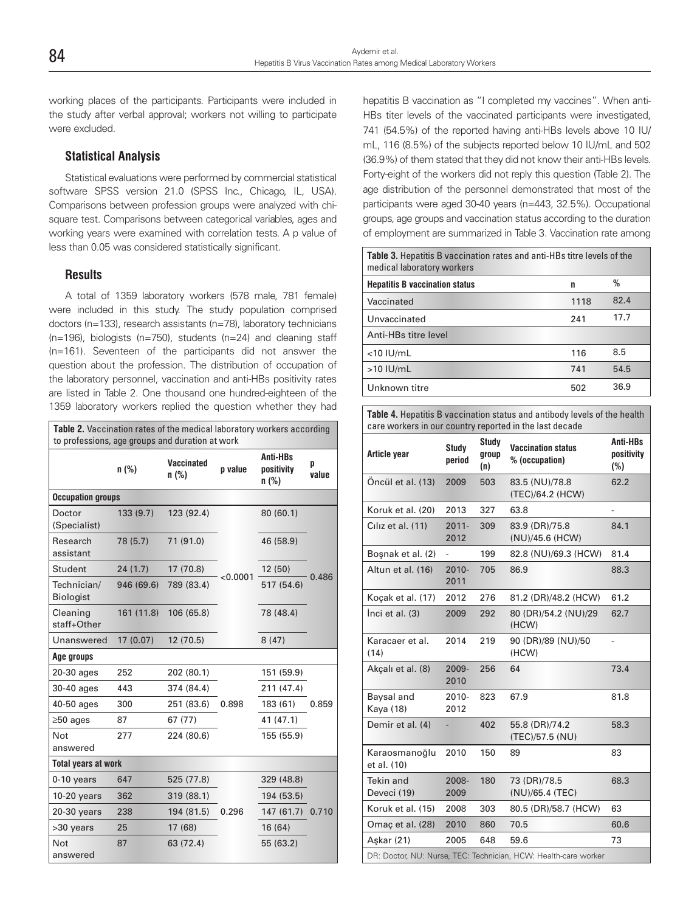working places of the participants. Participants were included in the study after verbal approval; workers not willing to participate were excluded.

### Statistical Analysis

Statistical evaluations were performed by commercial statistical software SPSS version 21.0 (SPSS Inc., Chicago, IL, USA). Comparisons between profession groups were analyzed with chi-square test. Comparisons between categorical variables, ages and working years were examined with correlation tests. A p value of less than 0.05 was considered statistically significant.

### Results

A total of 1359 laboratory workers (578 male, 781 female) were included in this study. The study population comprised doctors (n=133), research assistants (n=78), laboratory technicians (n=196), biologists (n=750), students (n=24) and cleaning staff (n=161). Seventeen of the participants did not answer the question about the profession. The distribution of occupation of the laboratory personnel, vaccination and anti-HBs positivity rates are listed in Table 2. One thousand one hundred-eighteen of the 1359 laboratory workers replied the question whether they had hepatitis B vaccination as "I completed my vaccines". When anti-HBs titer levels of the vaccinated participants were investigated, 741 (54.5%) of the reported having anti-HBs levels above 10 IU/mL, 116 (8.5%) of the subjects reported below 10 IU/mL and 502 (36.9%) of them stated that they did not know their anti-HBs levels. Forty-eight of the workers did not reply this question (Table 2). The age distribution of the personnel demonstrated that most of the participants were aged 30-40 years (n=443, 32.5%). Occupational groups, age groups and vaccination status according to the duration of employment are summarized in Table 3. Vaccination rate among

**Table 2.** Vaccination rates of the medical laboratory workers according to professions, age groups and duration at work

| | n (%) | Vaccinated n (%) | p value | Anti-HBs positivity n (%) | p value |
|---|---|---|---|---|---|
| **Occupation groups** | | | | | |
| Doctor (Specialist) | 133 (9.7) | 123 (92.4) | <0.0001 | 80 (60.1) | 0.486 |
| Research assistant | 78 (5.7) | 71 (91.0) | | 46 (58.9) | |
| Student | 24 (1.7) | 17 (70.8) | | 12 (50) | |
| Technician/ Biologist | 946 (69.6) | 789 (83.4) | | 517 (54.6) | |
| Cleaning staff+Other | 161 (11.8) | 106 (65.8) | | 78 (48.4) | |
| Unanswered | 17 (0.07) | 12 (70.5) | | 8 (47) | |
| **Age groups** | | | | | |
| 20-30 ages | 252 | 202 (80.1) | 0.898 | 151 (59.9) | 0.859 |
| 30-40 ages | 443 | 374 (84.4) | | 211 (47.4) | |
| 40-50 ages | 300 | 251 (83.6) | | 183 (61) | |
| ≥50 ages | 87 | 67 (77) | | 41 (47.1) | |
| Not answered | 277 | 224 (80.6) | | 155 (55.9) | |
| **Total years at work** | | | | | |
| 0-10 years | 647 | 525 (77.8) | 0.296 | 329 (48.8) | 0.710 |
| 10-20 years | 362 | 319 (88.1) | | 194 (53.5) | |
| 20-30 years | 238 | 194 (81.5) | | 147 (61.7) | |
| >30 years | 25 | 17 (68) | | 16 (64) | |
| Not answered | 87 | 63 (72.4) | | 55 (63.2) | |

**Table 3.** Hepatitis B vaccination rates and anti-HBs titre levels of the medical laboratory workers

| Hepatitis B vaccination status | n | % |
|---|---|---|
| Vaccinated | 1118 | 82.4 |
| Unvaccinated | 241 | 17.7 |
| Anti-HBs titre level | | |
| <10 IU/mL | 116 | 8.5 |
| >10 IU/mL | 741 | 54.5 |
| Unknown titre | 502 | 36.9 |

**Table 4.** Hepatitis B vaccination status and antibody levels of the health care workers in our country reported in the last decade

| Article year | Study period | Study group (n) | Vaccination status % (occupation) | Anti-HBs positivity (%) |
|---|---|---|---|---|
| Öncül et al. (13) | 2009 | 503 | 83.5 (NU)/78.8 (TEC)/64.2 (HCW) | 62.2 |
| Koruk et al. (20) | 2013 | 327 | 63.8 | - |
| Cılız et al. (11) | 2011-2012 | 309 | 83.9 (DR)/75.8 (NU)/45.6 (HCW) | 84.1 |
| Boşnak et al. (2) | - | 199 | 82.8 (NU)/69.3 (HCW) | 81.4 |
| Altun et al. (16) | 2010-2011 | 705 | 86.9 | 88.3 |
| Koçak et al. (17) | 2012 | 276 | 81.2 (DR)/48.2 (HCW) | 61.2 |
| İnci et al. (3) | 2009 | 292 | 80 (DR)/54.2 (NU)/29 (HCW) | 62.7 |
| Karacaer et al. (14) | 2014 | 219 | 90 (DR)/89 (NU)/50 (HCW) | - |
| Akçalı et al. (8) | 2009-2010 | 256 | 64 | 73.4 |
| Baysal and Kaya (18) | 2010-2012 | 823 | 67.9 | 81.8 |
| Demir et al. (4) | - | 402 | 55.8 (DR)/74.2 (TEC)/57.5 (NU) | 58.3 |
| Karaosmanoğlu et al. (10) | 2010 | 150 | 89 | 83 |
| Tekin and Deveci (19) | 2008-2009 | 180 | 73 (DR)/78.5 (NU)/65.4 (TEC) | 68.3 |
| Koruk et al. (15) | 2008 | 303 | 80.5 (DR)/58.7 (HCW) | 63 |
| Omaç et al. (28) | 2010 | 860 | 70.5 | 60.6 |
| Aşkar (21) | 2005 | 648 | 59.6 | 73 |

DR: Doctor, NU: Nurse, TEC: Technician, HCW: Health-care worker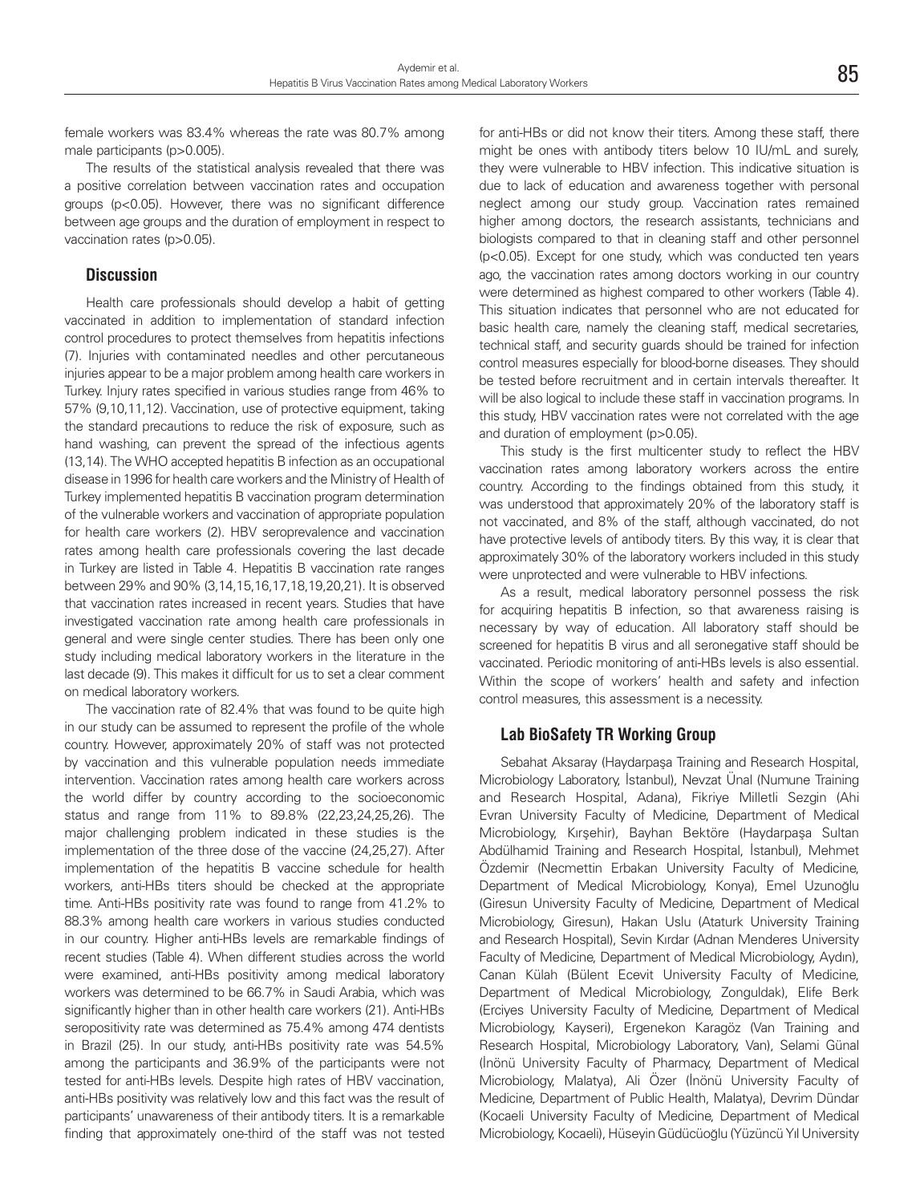female workers was 83.4% whereas the rate was 80.7% among male participants ($p>0.005$).

The results of the statistical analysis revealed that there was a positive correlation between vaccination rates and occupation groups ($p<0.05$). However, there was no significant difference between age groups and the duration of employment in respect to vaccination rates ($p>0.05$).

## Discussion

Health care professionals should develop a habit of getting vaccinated in addition to implementation of standard infection control procedures to protect themselves from hepatitis infections (7). Injuries with contaminated needles and other percutaneous injuries appear to be a major problem among health care workers in Turkey. Injury rates specified in various studies range from 46% to 57% (9,10,11,12). Vaccination, use of protective equipment, taking the standard precautions to reduce the risk of exposure, such as hand washing, can prevent the spread of the infectious agents (13,14). The WHO accepted hepatitis B infection as an occupational disease in 1996 for health care workers and the Ministry of Health of Turkey implemented hepatitis B vaccination program determination of the vulnerable workers and vaccination of appropriate population for health care workers (2). HBV seroprevalence and vaccination rates among health care professionals covering the last decade in Turkey are listed in Table 4. Hepatitis B vaccination rate ranges between 29% and 90% (3,14,15,16,17,18,19,20,21). It is observed that vaccination rates increased in recent years. Studies that have investigated vaccination rate among health care professionals in general and were single center studies. There has been only one study including medical laboratory workers in the literature in the last decade (9). This makes it difficult for us to set a clear comment on medical laboratory workers.

The vaccination rate of 82.4% that was found to be quite high in our study can be assumed to represent the profile of the whole country. However, approximately 20% of staff was not protected by vaccination and this vulnerable population needs immediate intervention. Vaccination rates among health care workers across the world differ by country according to the socioeconomic status and range from 11% to 89.8% (22,23,24,25,26). The major challenging problem indicated in these studies is the implementation of the three dose of the vaccine (24,25,27). After implementation of the hepatitis B vaccine schedule for health workers, anti-HBs titers should be checked at the appropriate time. Anti-HBs positivity rate was found to range from 41.2% to 88.3% among health care workers in various studies conducted in our country. Higher anti-HBs levels are remarkable findings of recent studies (Table 4). When different studies across the world were examined, anti-HBs positivity among medical laboratory workers was determined to be 66.7% in Saudi Arabia, which was significantly higher than in other health care workers (21). Anti-HBs seropositivity rate was determined as 75.4% among 474 dentists in Brazil (25). In our study, anti-HBs positivity rate was 54.5% among the participants and 36.9% of the participants were not tested for anti-HBs levels. Despite high rates of HBV vaccination, anti-HBs positivity was relatively low and this fact was the result of participants' unawareness of their antibody titers. It is a remarkable finding that approximately one-third of the staff was not tested for anti-HBs or did not know their titers. Among these staff, there might be ones with antibody titers below 10 IU/mL and surely, they were vulnerable to HBV infection. This indicative situation is due to lack of education and awareness together with personal neglect among our study group. Vaccination rates remained higher among doctors, the research assistants, technicians and biologists compared to that in cleaning staff and other personnel ($p<0.05$). Except for one study, which was conducted ten years ago, the vaccination rates among doctors working in our country were determined as highest compared to other workers (Table 4). This situation indicates that personnel who are not educated for basic health care, namely the cleaning staff, medical secretaries, technical staff, and security guards should be trained for infection control measures especially for blood-borne diseases. They should be tested before recruitment and in certain intervals thereafter. It will be also logical to include these staff in vaccination programs. In this study, HBV vaccination rates were not correlated with the age and duration of employment ($p>0.05$).

This study is the first multicenter study to reflect the HBV vaccination rates among laboratory workers across the entire country. According to the findings obtained from this study, it was understood that approximately 20% of the laboratory staff is not vaccinated, and 8% of the staff, although vaccinated, do not have protective levels of antibody titers. By this way, it is clear that approximately 30% of the laboratory workers included in this study were unprotected and were vulnerable to HBV infections.

As a result, medical laboratory personnel possess the risk for acquiring hepatitis B infection, so that awareness raising is necessary by way of education. All laboratory staff should be screened for hepatitis B virus and all seronegative staff should be vaccinated. Periodic monitoring of anti-HBs levels is also essential. Within the scope of workers' health and safety and infection control measures, this assessment is a necessity.

## Lab BioSafety TR Working Group

Sebahat Aksaray (Haydarpaşa Training and Research Hospital, Microbiology Laboratory, İstanbul), Nevzat Ünal (Numune Training and Research Hospital, Adana), Fikriye Milletli Sezgin (Ahi Evran University Faculty of Medicine, Department of Medical Microbiology, Kırşehir), Bayhan Bektöre (Haydarpaşa Sultan Abdülhamid Training and Research Hospital, İstanbul), Mehmet Özdemir (Necmettin Erbakan University Faculty of Medicine, Department of Medical Microbiology, Konya), Emel Uzunoğlu (Giresun University Faculty of Medicine, Department of Medical Microbiology, Giresun), Hakan Uslu (Ataturk University Training and Research Hospital), Sevin Kırdar (Adnan Menderes University Faculty of Medicine, Department of Medical Microbiology, Aydın), Canan Külah (Bülent Ecevit University Faculty of Medicine, Department of Medical Microbiology, Zonguldak), Elife Berk (Erciyes University Faculty of Medicine, Department of Medical Microbiology, Kayseri), Ergenekon Karagöz (Van Training and Research Hospital, Microbiology Laboratory, Van), Selami Günal (İnönü University Faculty of Pharmacy, Department of Medical Microbiology, Malatya), Ali Özer (İnönü University Faculty of Medicine, Department of Public Health, Malatya), Devrim Dündar (Kocaeli University Faculty of Medicine, Department of Medical Microbiology, Kocaeli), Hüseyin Güdücüoğlu (Yüzüncü Yıl University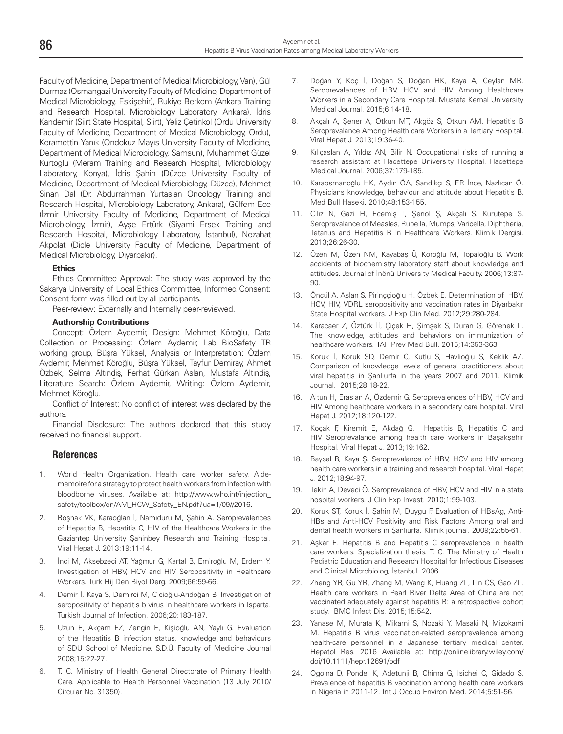Faculty of Medicine, Department of Medical Microbiology, Van), Gül Durmaz (Osmangazi University Faculty of Medicine, Department of Medical Microbiology, Eskişehir), Rukiye Berkem (Ankara Training and Research Hospital, Microbiology Laboratory, Ankara), İdris Kandemir (Siirt State Hospital, Siirt), Yeliz Çetinkol (Ordu University Faculty of Medicine, Department of Medical Microbiology, Ordu), Keramettin Yanık (Ondokuz Mayıs University Faculty of Medicine, Department of Medical Microbiology, Samsun), Muhammet Güzel Kurtoğlu (Meram Training and Research Hospital, Microbiology Laboratory, Konya), İdris Şahin (Düzce University Faculty of Medicine, Department of Medical Microbiology, Düzce), Mehmet Sinan Dal (Dr. Abdurrahman Yurtaslan Oncology Training and Research Hospital, Microbiology Laboratory, Ankara), Gülfem Ece (İzmir University Faculty of Medicine, Department of Medical Microbiology, İzmir), Ayşe Ertürk (Siyami Ersek Training and Research Hospital, Microbiology Laboratory, İstanbul), Nezahat Akpolat (Dicle University Faculty of Medicine, Department of Medical Microbiology, Diyarbakır).

#### Ethics

Ethics Committee Approval: The study was approved by the Sakarya University of Local Ethics Committee, Informed Consent: Consent form was filled out by all participants.

Peer-review: Externally and Internally peer-reviewed.

#### Authorship Contributions

Concept: Özlem Aydemir, Design: Mehmet Köroğlu, Data Collection or Processing: Özlem Aydemir, Lab BioSafety TR working group, Büşra Yüksel, Analysis or Interpretation: Özlem Aydemir, Mehmet Köroğlu, Büşra Yüksel, Tayfur Demiray, Ahmet Özbek, Selma Altındiş, Ferhat Gürkan Aslan, Mustafa Altındiş, Literature Search: Özlem Aydemir, Writing: Özlem Aydemir, Mehmet Köroğlu.

Conflict of Interest: No conflict of interest was declared by the authors.

Financial Disclosure: The authors declared that this study received no financial support.

## References

1. World Health Organization. Health care worker safety. Aide-memoire for a strategy to protect health workers from infection with bloodborne viruses. Available at: http://www.who.int/injection_safety/toolbox/en/AM_HCW_Safety_EN.pdf?ua=1/09//2016.
2. Boşnak VK, Karaoğlan İ, Namıduru M, Şahin A. Seroprevalences of Hepatitis B, Hepatitis C, HIV of the Healthcare Workers in the Gaziantep University Şahinbey Research and Training Hospital. Viral Hepat J. 2013;19:11-14.
3. İnci M, Aksebzeci AT, Yağmur G, Kartal B, Emiroğlu M, Erdem Y. Investigation of HBV, HCV and HIV Seropositivity in Healthcare Workers. Turk Hij Den Biyol Derg. 2009;66:59-66.
4. Demir İ, Kaya S, Demirci M, Cicioğlu-Arıdoğan B. Investigation of seropositivity of hepatitis b virus in healthcare workers in Isparta. Turkish Journal of Infection. 2006;20:183-187.
5. Uzun E, Akçam FZ, Zengin E, Kişioğlu AN, Yaylı G. Evaluation of the Hepatitis B infection status, knowledge and behaviours of SDU School of Medicine. S.D.Ü. Faculty of Medicine Journal 2008;15:22-27.
6. T. C. Ministry of Health General Directorate of Primary Health Care. Applicable to Health Personnel Vaccination (13 July 2010/ Circular No. 31350).
7. Doğan Y, Koç İ, Doğan S, Doğan HK, Kaya A, Ceylan MR. Seroprevalences of HBV, HCV and HIV Among Healthcare Workers in a Secondary Care Hospital. Mustafa Kemal University Medical Journal. 2015;6:14-18.
8. Akçalı A, Şener A, Otkun MT, Akgöz S, Otkun AM. Hepatitis B Seroprevalance Among Health care Workers in a Tertiary Hospital. Viral Hepat J. 2013;19:36-40.
9. Kılıçaslan A, Yıldız AN, Bilir N. Occupational risks of running a research assistant at Hacettepe University Hospital. Hacettepe Medical Journal. 2006;37:179-185.
10. Karaosmanoğlu HK, Aydın ÖA, Sandıkçı S, ER İnce, Nazlıcan Ö. Physicians knowledge, behaviour and attitude about Hepatitis B. Med Bull Haseki. 2010;48:153-155.
11. Cılız N, Gazi H, Ecemiş T, Şenol Ş, Akçalı S, Kurutepe S. Seroprevalance of Measles, Rubella, Mumps, Varicella, Diphtheria, Tetanus and Hepatitis B in Healthcare Workers. Klimik Dergisi. 2013;26:26-30.
12. Özen M, Özen NM, Kayabaş Ü, Köroğlu M, Topaloğlu B. Work accidents of biochemistry laboratory staff about knowledge and attitudes. Journal of İnönü University Medical Faculty. 2006;13:87-90.
13. Öncül A, Aslan S, Pirinççioğlu H, Özbek E. Determination of HBV, HCV, HIV, VDRL seropositivity and vaccination rates in Diyarbakır State Hospital workers. J Exp Clin Med. 2012;29:280-284.
14. Karacaer Z, Öztürk İl, Çiçek H, Şimşek S, Duran G, Görenek L. The knowledge, attitudes and behaviors on immunization of healthcare workers. TAF Prev Med Bull. 2015;14:353-363.
15. Koruk İ, Koruk SD, Demir C, Kutlu S, Havlioğlu S, Keklik AZ. Comparison of knowledge levels of general practitioners about viral hepatitis in Şanlıurfa in the years 2007 and 2011. Klimik Journal. 2015;28:18-22.
16. Altun H, Eraslan A, Özdemir G. Seroprevalences of HBV, HCV and HIV Among healthcare workers in a secondary care hospital. Viral Hepat J. 2012;18:120-122.
17. Koçak F, Kiremit E, Akdağ G. Hepatitis B, Hepatitis C and HIV Seroprevalance among health care workers in Başakşehir Hospital. Viral Hepat J. 2013;19:162.
18. Baysal B, Kaya Ş. Seroprevalance of HBV, HCV and HIV among health care workers in a training and research hospital. Viral Hepat J. 2012;18:94-97.
19. Tekin A, Deveci Ö. Seroprevalance of HBV, HCV and HIV in a state hospital workers. J Clin Exp Invest. 2010;1:99-103.
20. Koruk ST, Koruk İ, Şahin M, Duygu F. Evaluation of HBsAg, Anti-HBs and Anti-HCV Positivity and Risk Factors Among oral and dental health workers in Şanlıurfa. Klimik journal. 2009;22:55-61.
21. Aşkar E. Hepatitis B and Hepatitis C seroprevalence in health care workers. Specialization thesis. T. C. The Ministry of Health Pediatric Education and Research Hospital for Infectious Diseases and Clinical Microbiolog, İstanbul. 2006.
22. Zheng YB, Gu YR, Zhang M, Wang K, Huang ZL, Lin CS, Gao ZL. Health care workers in Pearl River Delta Area of China are not vaccinated adequately against hepatitis B: a retrospective cohort study. BMC Infect Dis. 2015;15:542.
23. Yanase M, Murata K, Mikami S, Nozaki Y, Masaki N, Mizokami M. Hepatitis B virus vaccination-related seroprevalence among health-care personnel in a Japanese tertiary medical center. Hepatol Res. 2016 Available at: http://onlinelibrary.wiley.com/doi/10.1111/hepr.12691/pdf
24. Ogoina D, Pondei K, Adetunji B, Chima G, Isichei C, Gidado S. Prevalence of hepatitis B vaccination among health care workers in Nigeria in 2011-12. Int J Occup Environ Med. 2014;5:51-56.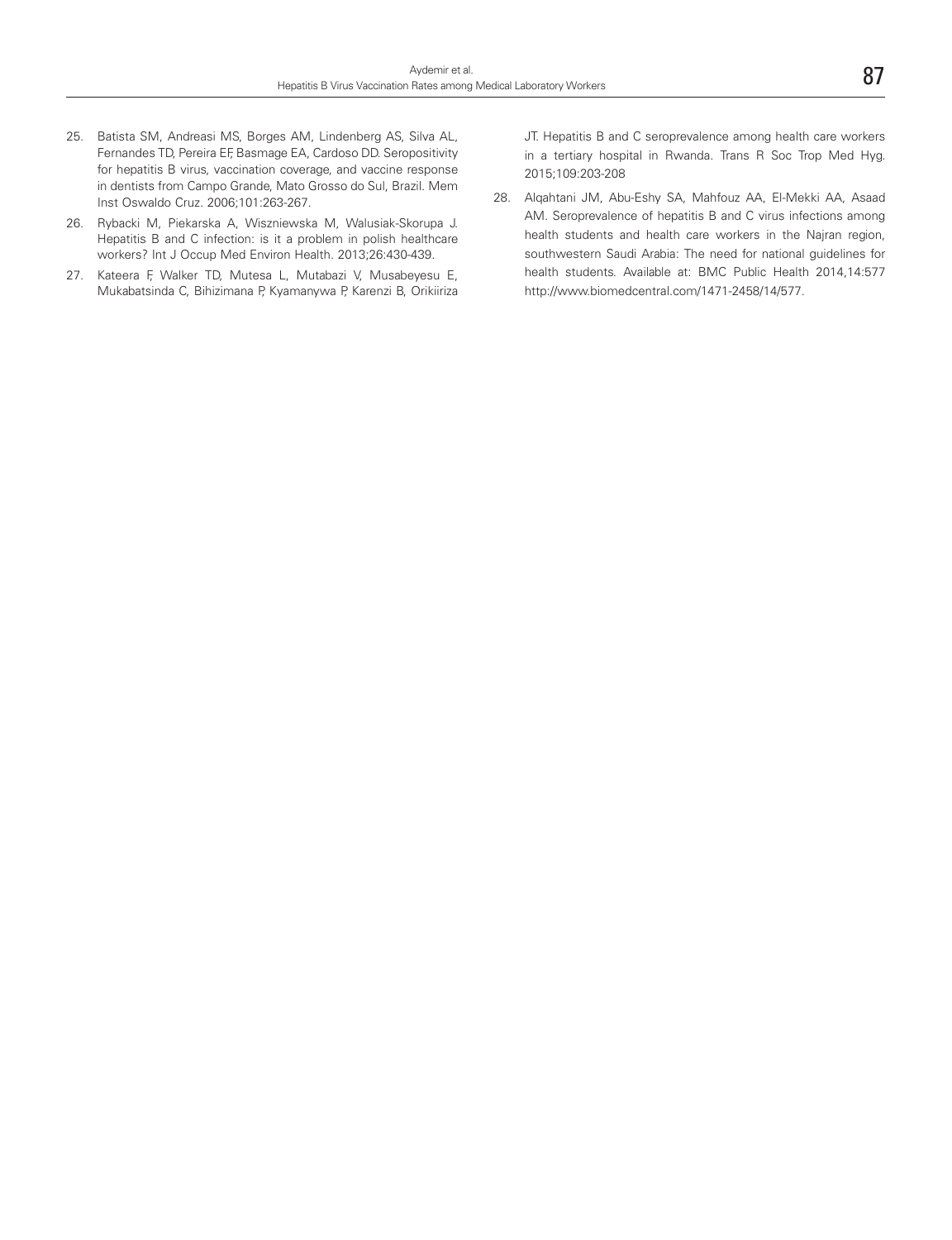25. Batista SM, Andreasi MS, Borges AM, Lindenberg AS, Silva AL, Fernandes TD, Pereira EF, Basmage EA, Cardoso DD. Seropositivity for hepatitis B virus, vaccination coverage, and vaccine response in dentists from Campo Grande, Mato Grosso do Sul, Brazil. Mem Inst Oswaldo Cruz. 2006;101:263-267.
26. Rybacki M, Piekarska A, Wiszniewska M, Walusiak-Skorupa J. Hepatitis B and C infection: is it a problem in polish healthcare workers? Int J Occup Med Environ Health. 2013;26:430-439.
27. Kateera F, Walker TD, Mutesa L, Mutabazi V, Musabeyesu E, Mukabatsinda C, Bihizimana P, Kyamanywa P, Karenzi B, Orikiiriza JT. Hepatitis B and C seroprevalence among health care workers in a tertiary hospital in Rwanda. Trans R Soc Trop Med Hyg. 2015;109:203-208
28. Alqahtani JM, Abu-Eshy SA, Mahfouz AA, El-Mekki AA, Asaad AM. Seroprevalence of hepatitis B and C virus infections among health students and health care workers in the Najran region, southwestern Saudi Arabia: The need for national guidelines for health students. Available at: BMC Public Health 2014,14:577 http://www.biomedcentral.com/1471-2458/14/577.